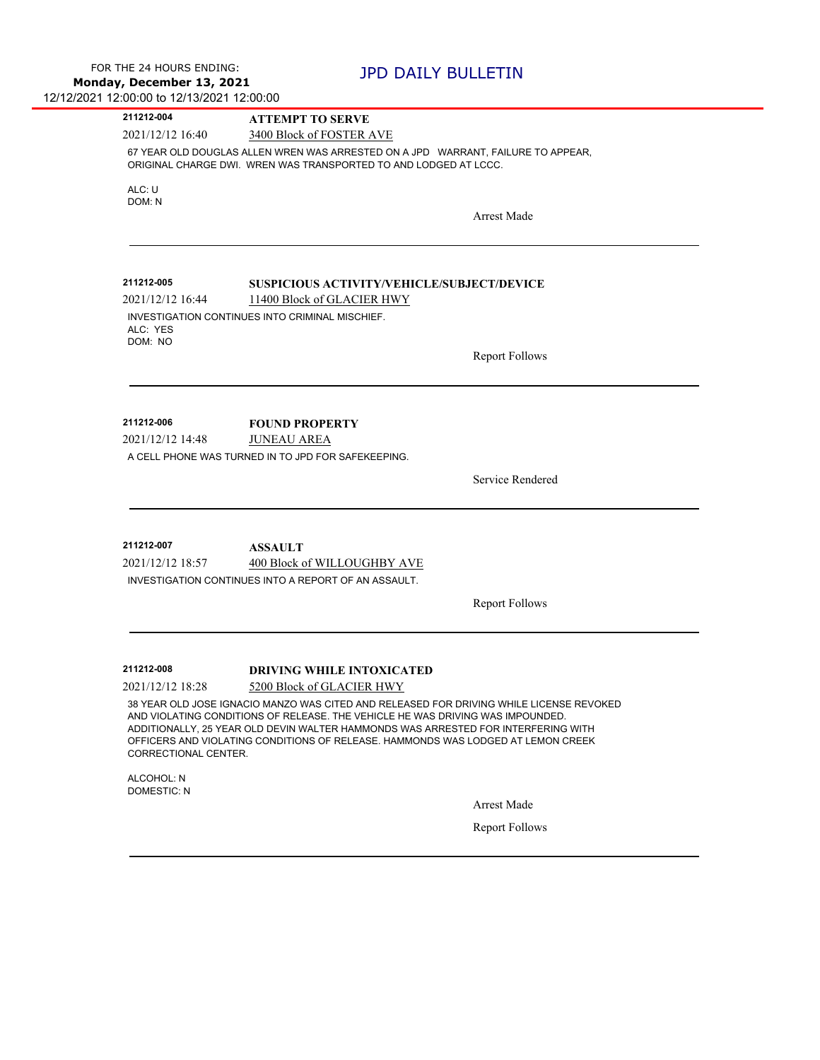FOR THE 24 HOURS ENDING:
**Monday, December 13, 2021**
12/12/2021 12:00:00 to 12/13/2021 12:00:00

# JPD DAILY BULLETIN

---

**211212-004** **ATTEMPT TO SERVE**

2021/12/12 16:40 3400 Block of FOSTER AVE

67 YEAR OLD DOUGLAS ALLEN WREN WAS ARRESTED ON A JPD WARRANT, FAILURE TO APPEAR, ORIGINAL CHARGE DWI. WREN WAS TRANSPORTED TO AND LODGED AT LCCC.

ALC: U
DOM: N

Arrest Made

---

**211212-005** **SUSPICIOUS ACTIVITY/VEHICLE/SUBJECT/DEVICE**

2021/12/12 16:44 11400 Block of GLACIER HWY

INVESTIGATION CONTINUES INTO CRIMINAL MISCHIEF.
ALC: YES
DOM: NO

Report Follows

---

**211212-006** **FOUND PROPERTY**

2021/12/12 14:48 JUNEAU AREA

A CELL PHONE WAS TURNED IN TO JPD FOR SAFEKEEPING.

Service Rendered

---

**211212-007** **ASSAULT**

2021/12/12 18:57 400 Block of WILLOUGHBY AVE

INVESTIGATION CONTINUES INTO A REPORT OF AN ASSAULT.

Report Follows

---

**211212-008** **DRIVING WHILE INTOXICATED**

2021/12/12 18:28 5200 Block of GLACIER HWY

38 YEAR OLD JOSE IGNACIO MANZO WAS CITED AND RELEASED FOR DRIVING WHILE LICENSE REVOKED AND VIOLATING CONDITIONS OF RELEASE. THE VEHICLE HE WAS DRIVING WAS IMPOUNDED. ADDITIONALLY, 25 YEAR OLD DEVIN WALTER HAMMONDS WAS ARRESTED FOR INTERFERING WITH OFFICERS AND VIOLATING CONDITIONS OF RELEASE. HAMMONDS WAS LODGED AT LEMON CREEK CORRECTIONAL CENTER.

ALCOHOL: N
DOMESTIC: N

Arrest Made

Report Follows

---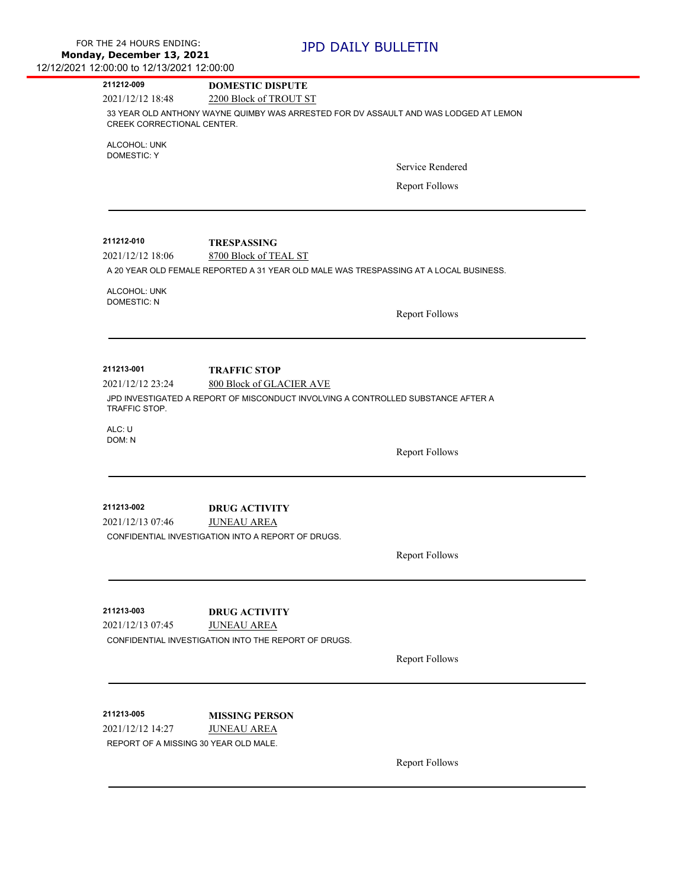FOR THE 24 HOURS ENDING:
**Monday, December 13, 2021**
12/12/2021 12:00:00 to 12/13/2021 12:00:00

# JPD DAILY BULLETIN

---

**211212-009** **DOMESTIC DISPUTE**

2021/12/12 18:48 2200 Block of TROUT ST

33 YEAR OLD ANTHONY WAYNE QUIMBY WAS ARRESTED FOR DV ASSAULT AND WAS LODGED AT LEMON CREEK CORRECTIONAL CENTER.

ALCOHOL: UNK
DOMESTIC: Y

Service Rendered

Report Follows

---

**211212-010** **TRESPASSING**

2021/12/12 18:06 8700 Block of TEAL ST

A 20 YEAR OLD FEMALE REPORTED A 31 YEAR OLD MALE WAS TRESPASSING AT A LOCAL BUSINESS.

ALCOHOL: UNK
DOMESTIC: N

Report Follows

---

**211213-001** **TRAFFIC STOP**

2021/12/12 23:24 800 Block of GLACIER AVE

JPD INVESTIGATED A REPORT OF MISCONDUCT INVOLVING A CONTROLLED SUBSTANCE AFTER A TRAFFIC STOP.

ALC: U
DOM: N

Report Follows

---

**211213-002** **DRUG ACTIVITY**

2021/12/13 07:46 JUNEAU AREA

CONFIDENTIAL INVESTIGATION INTO A REPORT OF DRUGS.

Report Follows

---

**211213-003** **DRUG ACTIVITY**

2021/12/13 07:45 JUNEAU AREA

CONFIDENTIAL INVESTIGATION INTO THE REPORT OF DRUGS.

Report Follows

---

**211213-005** **MISSING PERSON**

2021/12/12 14:27 JUNEAU AREA

REPORT OF A MISSING 30 YEAR OLD MALE.

Report Follows

---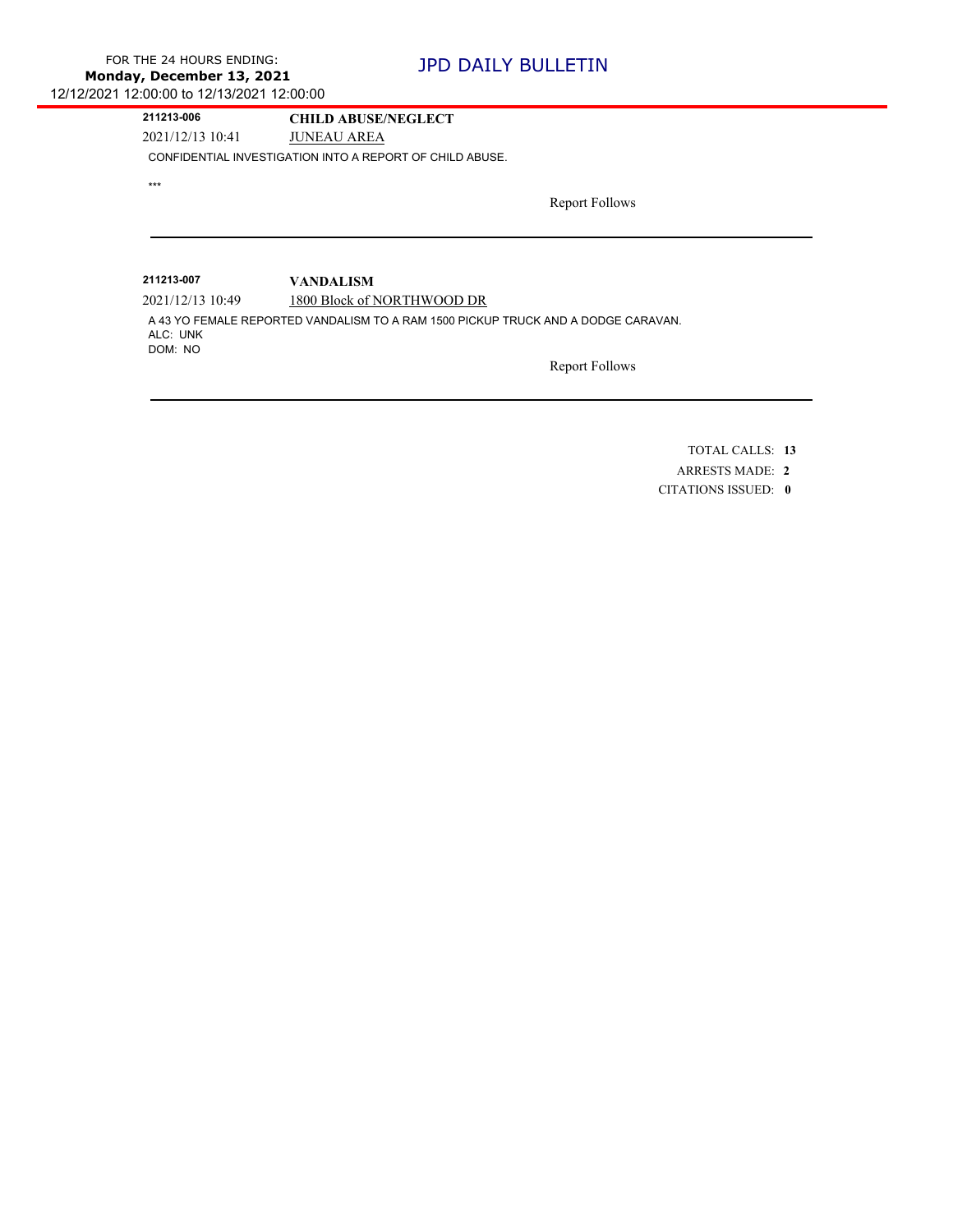**211213-006** **CHILD ABUSE/NEGLECT**

2021/12/13 10:41 JUNEAU AREA

CONFIDENTIAL INVESTIGATION INTO A REPORT OF CHILD ABUSE.

***

Report Follows

---

**211213-007** **VANDALISM**

2021/12/13 10:49 1800 Block of NORTHWOOD DR

A 43 YO FEMALE REPORTED VANDALISM TO A RAM 1500 PICKUP TRUCK AND A DODGE CARAVAN.
ALC: UNK
DOM: NO

Report Follows

---

TOTAL CALLS: **13**

ARRESTS MADE: **2**

CITATIONS ISSUED: **0**